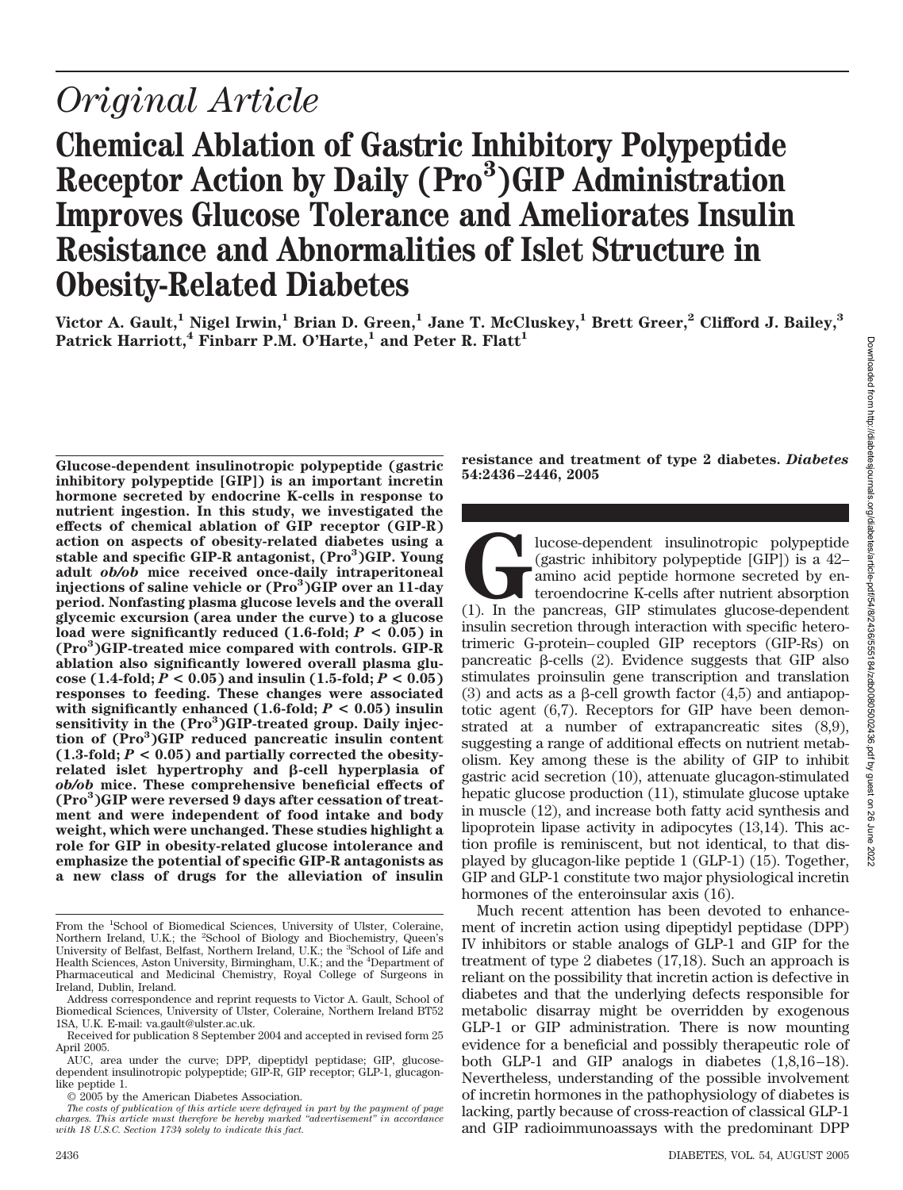*Original Article*

# Chemical Ablation of Gastric Inhibitory Polypeptide Receptor Action by Daily (Pro[3])GIP Administration Improves Glucose Tolerance and Ameliorates Insulin Resistance and Abnormalities of Islet Structure in Obesity-Related Diabetes

**Victor A. Gault,[1] Nigel Irwin,[1] Brian D. Green,[1] Jane T. McCluskey,[1] Brett Greer,[2] Clifford J. Bailey,[3] Patrick Harriott,[4] Finbarr P.M. O'Harte,[1] and Peter R. Flatt[1]**

**Glucose-dependent insulinotropic polypeptide (gastric inhibitory polypeptide [GIP]) is an important incretin hormone secreted by endocrine K-cells in response to nutrient ingestion. In this study, we investigated the effects of chemical ablation of GIP receptor (GIP-R) action on aspects of obesity-related diabetes using a stable and specific GIP-R antagonist, (Pro[3])GIP. Young adult *ob/ob* mice received once-daily intraperitoneal injections of saline vehicle or (Pro[3])GIP over an 11-day period. Nonfasting plasma glucose levels and the overall glycemic excursion (area under the curve) to a glucose load were significantly reduced (1.6-fold; $P < 0.05$) in (Pro[3])GIP-treated mice compared with controls. GIP-R ablation also significantly lowered overall plasma glucose (1.4-fold; $P < 0.05$) and insulin (1.5-fold; $P < 0.05$) responses to feeding. These changes were associated with significantly enhanced (1.6-fold; $P < 0.05$) insulin sensitivity in the (Pro[3])GIP-treated group. Daily injection of (Pro[3])GIP reduced pancreatic insulin content (1.3-fold; $P < 0.05$) and partially corrected the obesity-related islet hypertrophy and β-cell hyperplasia of *ob/ob* mice. These comprehensive beneficial effects of (Pro[3])GIP were reversed 9 days after cessation of treatment and were independent of food intake and body weight, which were unchanged. These studies highlight a role for GIP in obesity-related glucose intolerance and emphasize the potential of specific GIP-R antagonists as a new class of drugs for the alleviation of insulin resistance and treatment of type 2 diabetes. *Diabetes* 54:2436–2446, 2005**

From the [1]School of Biomedical Sciences, University of Ulster, Coleraine, Northern Ireland, U.K.; the [2]School of Biology and Biochemistry, Queen's University of Belfast, Belfast, Northern Ireland, U.K.; the [3]School of Life and Health Sciences, Aston University, Birmingham, U.K.; and the [4]Department of Pharmaceutical and Medicinal Chemistry, Royal College of Surgeons in Ireland, Dublin, Ireland.

Address correspondence and reprint requests to Victor A. Gault, School of Biomedical Sciences, University of Ulster, Coleraine, Northern Ireland BT52 1SA, U.K. E-mail: va.gault@ulster.ac.uk.

Received for publication 8 September 2004 and accepted in revised form 25 April 2005.

AUC, area under the curve; DPP, dipeptidyl peptidase; GIP, glucose-dependent insulinotropic polypeptide; GIP-R, GIP receptor; GLP-1, glucagon-like peptide 1.

© 2005 by the American Diabetes Association.

*The costs of publication of this article were defrayed in part by the payment of page charges. This article must therefore be hereby marked "advertisement" in accordance with 18 U.S.C. Section 1734 solely to indicate this fact.*

Glucose-dependent insulinotropic polypeptide (gastric inhibitory polypeptide [GIP]) is a 42–amino acid peptide hormone secreted by enteroendocrine K-cells after nutrient absorption (1). In the pancreas, GIP stimulates glucose-dependent insulin secretion through interaction with specific heterotrimeric G-protein–coupled GIP receptors (GIP-Rs) on pancreatic β-cells (2). Evidence suggests that GIP also stimulates proinsulin gene transcription and translation (3) and acts as a β-cell growth factor (4,5) and antiapoptotic agent (6,7). Receptors for GIP have been demonstrated at a number of extrapancreatic sites (8,9), suggesting a range of additional effects on nutrient metabolism. Key among these is the ability of GIP to inhibit gastric acid secretion (10), attenuate glucagon-stimulated hepatic glucose production (11), stimulate glucose uptake in muscle (12), and increase both fatty acid synthesis and lipoprotein lipase activity in adipocytes (13,14). This action profile is reminiscent, but not identical, to that displayed by glucagon-like peptide 1 (GLP-1) (15). Together, GIP and GLP-1 constitute two major physiological incretin hormones of the enteroinsular axis (16).

Much recent attention has been devoted to enhancement of incretin action using dipeptidyl peptidase (DPP) IV inhibitors or stable analogs of GLP-1 and GIP for the treatment of type 2 diabetes (17,18). Such an approach is reliant on the possibility that incretin action is defective in diabetes and that the underlying defects responsible for metabolic disarray might be overridden by exogenous GLP-1 or GIP administration. There is now mounting evidence for a beneficial and possibly therapeutic role of both GLP-1 and GIP analogs in diabetes (1,8,16–18). Nevertheless, understanding of the possible involvement of incretin hormones in the pathophysiology of diabetes is lacking, partly because of cross-reaction of classical GLP-1 and GIP radioimmunoassays with the predominant DPP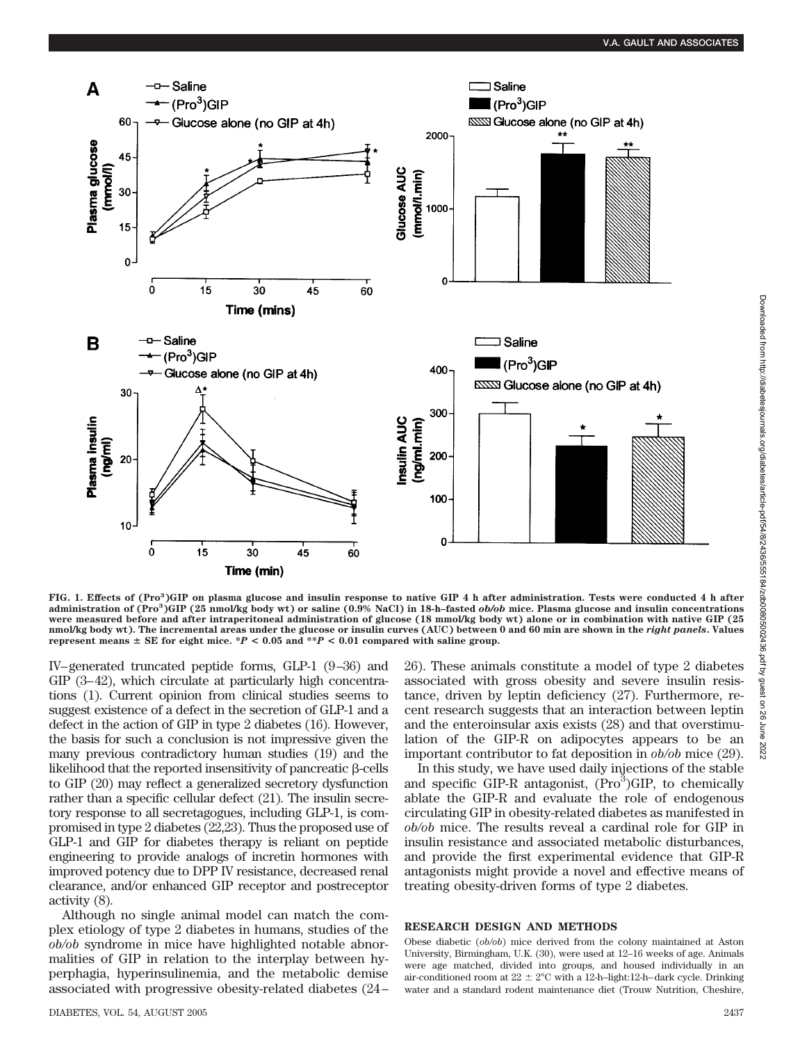FIG. 1. Effects of (Pro[3])GIP on plasma glucose and insulin response to native GIP 4 h after administration. Tests were conducted 4 h after administration of (Pro[3])GIP (25 nmol/kg body wt) or saline (0.9% NaCl) in 18-h–fasted *ob/ob* mice. Plasma glucose and insulin concentrations were measured before and after intraperitoneal administration of glucose (18 mmol/kg body wt) alone or in combination with native GIP (25 nmol/kg body wt). The incremental areas under the glucose or insulin curves (AUC) between 0 and 60 min are shown in the *right panels*. Values represent means ± SE for eight mice. $*P < 0.05$ and $**P < 0.01$ compared with saline group.

IV–generated truncated peptide forms, GLP-1 (9–36) and GIP (3–42), which circulate at particularly high concentrations (1). Current opinion from clinical studies seems to suggest existence of a defect in the secretion of GLP-1 and a defect in the action of GIP in type 2 diabetes (16). However, the basis for such a conclusion is not impressive given the many previous contradictory human studies (19) and the likelihood that the reported insensitivity of pancreatic β-cells to GIP (20) may reflect a generalized secretory dysfunction rather than a specific cellular defect (21). The insulin secretory response to all secretagogues, including GLP-1, is compromised in type 2 diabetes (22,23). Thus the proposed use of GLP-1 and GIP for diabetes therapy is reliant on peptide engineering to provide analogs of incretin hormones with improved potency due to DPP IV resistance, decreased renal clearance, and/or enhanced GIP receptor and postreceptor activity (8).

Although no single animal model can match the complex etiology of type 2 diabetes in humans, studies of the *ob/ob* syndrome in mice have highlighted notable abnormalities of GIP in relation to the interplay between hyperphagia, hyperinsulinemia, and the metabolic demise associated with progressive obesity-related diabetes (24–26). These animals constitute a model of type 2 diabetes associated with gross obesity and severe insulin resistance, driven by leptin deficiency (27). Furthermore, recent research suggests that an interaction between leptin and the enteroinsular axis exists (28) and that overstimulation of the GIP-R on adipocytes appears to be an important contributor to fat deposition in *ob/ob* mice (29).

In this study, we have used daily injections of the stable and specific GIP-R antagonist, (Pro[3])GIP, to chemically ablate the GIP-R and evaluate the role of endogenous circulating GIP in obesity-related diabetes as manifested in *ob/ob* mice. The results reveal a cardinal role for GIP in insulin resistance and associated metabolic disturbances, and provide the first experimental evidence that GIP-R antagonists might provide a novel and effective means of treating obesity-driven forms of type 2 diabetes.

## RESEARCH DESIGN AND METHODS

Obese diabetic (*ob/ob*) mice derived from the colony maintained at Aston University, Birmingham, U.K. (30), were used at 12–16 weeks of age. Animals were age matched, divided into groups, and housed individually in an air-conditioned room at 22 ± 2°C with a 12-h–light:12-h–dark cycle. Drinking water and a standard rodent maintenance diet (Trouw Nutrition, Cheshire,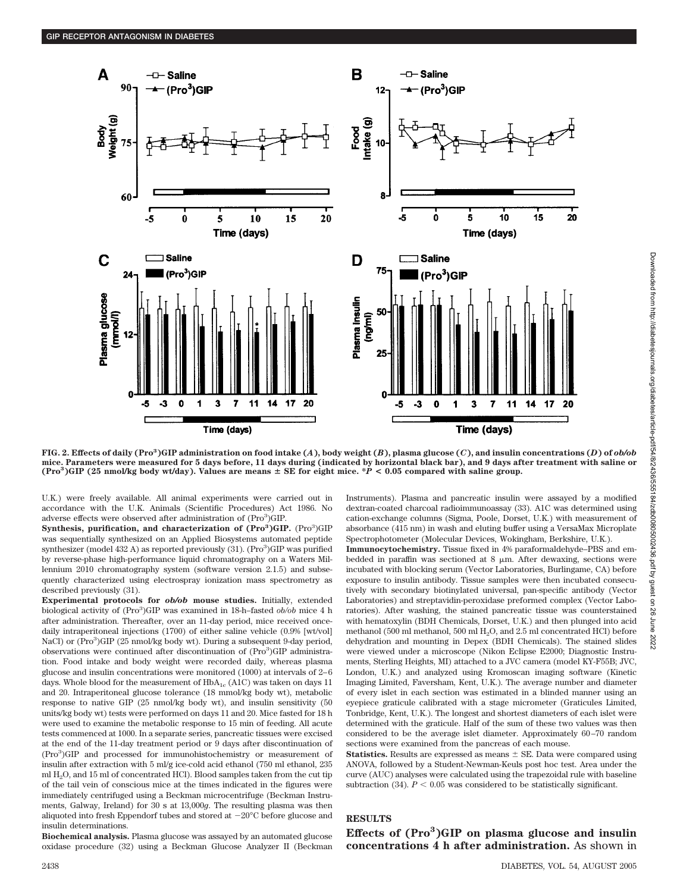FIG. 2. Effects of daily (Pro$^3$)GIP administration on food intake (*A*), body weight (*B*), plasma glucose (*C*), and insulin concentrations (*D*) of *ob/ob* mice. Parameters were measured for 5 days before, 11 days during (indicated by horizontal black bar), and 9 days after treatment with saline or (Pro$^3$)GIP (25 nmol/kg body wt/day). Values are means ± SE for eight mice. *$P < 0.05$ compared with saline group.

U.K.) were freely available. All animal experiments were carried out in accordance with the U.K. Animals (Scientific Procedures) Act 1986. No adverse effects were observed after administration of (Pro$^3$)GIP.

**Synthesis, purification, and characterization of (Pro$^3$)GIP.** (Pro$^3$)GIP was sequentially synthesized on an Applied Biosystems automated peptide synthesizer (model 432 A) as reported previously (31). (Pro$^3$)GIP was purified by reverse-phase high-performance liquid chromatography on a Waters Millennium 2010 chromatography system (software version 2.1.5) and subsequently characterized using electrospray ionization mass spectrometry as described previously (31).

**Experimental protocols for *ob/ob* mouse studies.** Initially, extended biological activity of (Pro$^3$)GIP was examined in 18-h–fasted *ob/ob* mice 4 h after administration. Thereafter, over an 11-day period, mice received once-daily intraperitoneal injections (1700) of either saline vehicle (0.9% [wt/vol] NaCl) or (Pro$^3$)GIP (25 nmol/kg body wt). During a subsequent 9-day period, observations were continued after discontinuation of (Pro$^3$)GIP administration. Food intake and body weight were recorded daily, whereas plasma glucose and insulin concentrations were monitored (1000) at intervals of 2–6 days. Whole blood for the measurement of $HbA_{1c}$ (A1C) was taken on days 11 and 20. Intraperitoneal glucose tolerance (18 mmol/kg body wt), metabolic response to native GIP (25 nmol/kg body wt), and insulin sensitivity (50 units/kg body wt) tests were performed on days 11 and 20. Mice fasted for 18 h were used to examine the metabolic response to 15 min of feeding. All acute tests commenced at 1000. In a separate series, pancreatic tissues were excised at the end of the 11-day treatment period or 9 days after discontinuation of (Pro$^3$)GIP and processed for immunohistochemistry or measurement of insulin after extraction with 5 ml/g ice-cold acid ethanol (750 ml ethanol, 235 ml $H_2O$, and 15 ml of concentrated HCl). Blood samples taken from the cut tip of the tail vein of conscious mice at the times indicated in the figures were immediately centrifuged using a Beckman microcentrifuge (Beckman Instruments, Galway, Ireland) for 30 s at 13,000*g*. The resulting plasma was then aliquoted into fresh Eppendorf tubes and stored at −20°C before glucose and insulin determinations.

**Biochemical analysis.** Plasma glucose was assayed by an automated glucose oxidase procedure (32) using a Beckman Glucose Analyzer II (Beckman Instruments). Plasma and pancreatic insulin were assayed by a modified dextran-coated charcoal radioimmunoassay (33). A1C was determined using cation-exchange columns (Sigma, Poole, Dorset, U.K.) with measurement of absorbance (415 nm) in wash and eluting buffer using a VersaMax Microplate Spectrophotometer (Molecular Devices, Wokingham, Berkshire, U.K.).

**Immunocytochemistry.** Tissue fixed in 4% paraformaldehyde–PBS and embedded in paraffin was sectioned at 8 μm. After dewaxing, sections were incubated with blocking serum (Vector Laboratories, Burlingame, CA) before exposure to insulin antibody. Tissue samples were then incubated consecutively with secondary biotinylated universal, pan-specific antibody (Vector Laboratories) and streptavidin-peroxidase preformed complex (Vector Laboratories). After washing, the stained pancreatic tissue was counterstained with hematoxylin (BDH Chemicals, Dorset, U.K.) and then plunged into acid methanol (500 ml methanol, 500 ml $H_2O$, and 2.5 ml concentrated HCl) before dehydration and mounting in Depex (BDH Chemicals). The stained slides were viewed under a microscope (Nikon Eclipse E2000; Diagnostic Instruments, Sterling Heights, MI) attached to a JVC camera (model KY-F55B; JVC, London, U.K.) and analyzed using Kromoscan imaging software (Kinetic Imaging Limited, Faversham, Kent, U.K.). The average number and diameter of every islet in each section was estimated in a blinded manner using an eyepiece graticule calibrated with a stage micrometer (Graticules Limited, Tonbridge, Kent, U.K.). The longest and shortest diameters of each islet were determined with the graticule. Half of the sum of these two values was then considered to be the average islet diameter. Approximately 60–70 random sections were examined from the pancreas of each mouse.

**Statistics.** Results are expressed as means ± SE. Data were compared using ANOVA, followed by a Student-Newman-Keuls post hoc test. Area under the curve (AUC) analyses were calculated using the trapezoidal rule with baseline subtraction (34). $P < 0.05$ was considered to be statistically significant.

## RESULTS

**Effects of (Pro$^3$)GIP on plasma glucose and insulin concentrations 4 h after administration.** As shown in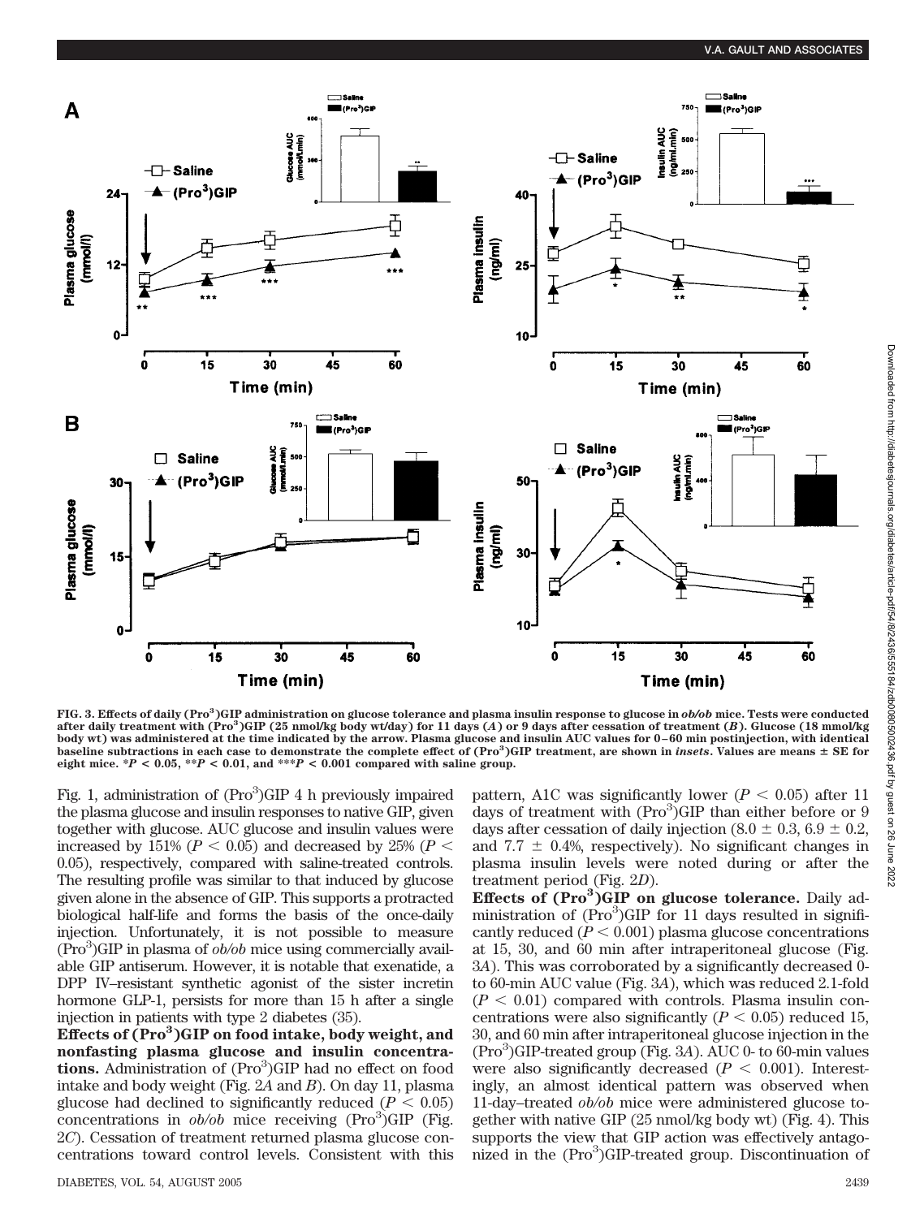FIG. 3. Effects of daily (Pro[3])GIP administration on glucose tolerance and plasma insulin response to glucose in *ob/ob* mice. Tests were conducted after daily treatment with (Pro[3])GIP (25 nmol/kg body wt/day) for 11 days (*A*) or 9 days after cessation of treatment (*B*). Glucose (18 mmol/kg body wt) was administered at the time indicated by the arrow. Plasma glucose and insulin AUC values for 0–60 min postinjection, with identical baseline subtractions in each case to demonstrate the complete effect of (Pro[3])GIP treatment, are shown in *insets*. Values are means ± SE for eight mice. *$P < 0.05$, **$P < 0.01$, and ***$P < 0.001$ compared with saline group.

Fig. 1, administration of (Pro[3])GIP 4 h previously impaired the plasma glucose and insulin responses to native GIP, given together with glucose. AUC glucose and insulin values were increased by 151% ($P < 0.05$) and decreased by 25% ($P < 0.05$), respectively, compared with saline-treated controls. The resulting profile was similar to that induced by glucose given alone in the absence of GIP. This supports a protracted biological half-life and forms the basis of the once-daily injection. Unfortunately, it is not possible to measure (Pro[3])GIP in plasma of *ob/ob* mice using commercially available GIP antiserum. However, it is notable that exenatide, a DPP IV–resistant synthetic agonist of the sister incretin hormone GLP-1, persists for more than 15 h after a single injection in patients with type 2 diabetes (35).

**Effects of (Pro[3])GIP on food intake, body weight, and nonfasting plasma glucose and insulin concentrations.** Administration of (Pro[3])GIP had no effect on food intake and body weight (Fig. 2*A* and *B*). On day 11, plasma glucose had declined to significantly reduced ($P < 0.05$) concentrations in *ob/ob* mice receiving (Pro[3])GIP (Fig. 2*C*). Cessation of treatment returned plasma glucose concentrations toward control levels. Consistent with this pattern, A1C was significantly lower ($P < 0.05$) after 11 days of treatment with (Pro[3])GIP than either before or 9 days after cessation of daily injection (8.0 ± 0.3, 6.9 ± 0.2, and 7.7 ± 0.4%, respectively). No significant changes in plasma insulin levels were noted during or after the treatment period (Fig. 2*D*).

**Effects of (Pro[3])GIP on glucose tolerance.** Daily administration of (Pro[3])GIP for 11 days resulted in significantly reduced ($P < 0.001$) plasma glucose concentrations at 15, 30, and 60 min after intraperitoneal glucose (Fig. 3*A*). This was corroborated by a significantly decreased 0- to 60-min AUC value (Fig. 3*A*), which was reduced 2.1-fold ($P < 0.01$) compared with controls. Plasma insulin concentrations were also significantly ($P < 0.05$) reduced 15, 30, and 60 min after intraperitoneal glucose injection in the (Pro[3])GIP-treated group (Fig. 3*A*). AUC 0- to 60-min values were also significantly decreased ($P < 0.001$). Interestingly, an almost identical pattern was observed when 11-day–treated *ob/ob* mice were administered glucose together with native GIP (25 nmol/kg body wt) (Fig. 4). This supports the view that GIP action was effectively antagonized in the (Pro[3])GIP-treated group. Discontinuation of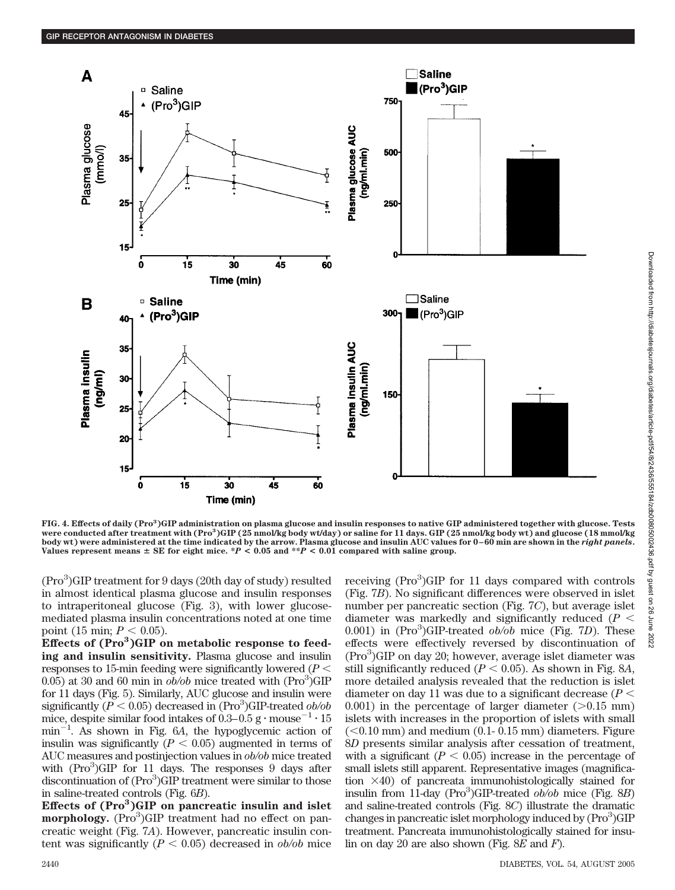FIG. 4. **Effects of daily (Pro$^3$)GIP administration on plasma glucose and insulin responses to native GIP administered together with glucose. Tests were conducted after treatment with (Pro$^3$)GIP (25 nmol/kg body wt/day) or saline for 11 days. GIP (25 nmol/kg body wt) and glucose (18 mmol/kg body wt) were administered at the time indicated by the arrow. Plasma glucose and insulin AUC values for 0–60 min are shown in the *right panels*. Values represent means ± SE for eight mice. *$P < 0.05$ and **$P < 0.01$ compared with saline group.**

(Pro$^3$)GIP treatment for 9 days (20th day of study) resulted in almost identical plasma glucose and insulin responses to intraperitoneal glucose (Fig. 3), with lower glucose-mediated plasma insulin concentrations noted at one time point (15 min; $P < 0.05$).

**Effects of (Pro$^3$)GIP on metabolic response to feeding and insulin sensitivity.** Plasma glucose and insulin responses to 15-min feeding were significantly lowered ($P < 0.05$) at 30 and 60 min in *ob/ob* mice treated with (Pro$^3$)GIP for 11 days (Fig. 5). Similarly, AUC glucose and insulin were significantly ($P < 0.05$) decreased in (Pro$^3$)GIP-treated *ob/ob* mice, despite similar food intakes of 0.3–0.5 g · mouse$^{-1}$ · 15 min$^{-1}$. As shown in Fig. 6*A*, the hypoglycemic action of insulin was significantly ($P < 0.05$) augmented in terms of AUC measures and postinjection values in *ob/ob* mice treated with (Pro$^3$)GIP for 11 days. The responses 9 days after discontinuation of (Pro$^3$)GIP treatment were similar to those in saline-treated controls (Fig. 6*B*).

**Effects of (Pro$^3$)GIP on pancreatic insulin and islet morphology.** (Pro$^3$)GIP treatment had no effect on pancreatic weight (Fig. 7*A*). However, pancreatic insulin content was significantly ($P < 0.05$) decreased in *ob/ob* mice receiving (Pro$^3$)GIP for 11 days compared with controls (Fig. 7*B*). No significant differences were observed in islet number per pancreatic section (Fig. 7*C*), but average islet diameter was markedly and significantly reduced ($P < 0.001$) in (Pro$^3$)GIP-treated *ob/ob* mice (Fig. 7*D*). These effects were effectively reversed by discontinuation of (Pro$^3$)GIP on day 20; however, average islet diameter was still significantly reduced ($P < 0.05$). As shown in Fig. 8*A*, more detailed analysis revealed that the reduction is islet diameter on day 11 was due to a significant decrease ($P < 0.001$) in the percentage of larger diameter (>0.15 mm) islets with increases in the proportion of islets with small (<0.10 mm) and medium (0.1- 0.15 mm) diameters. Figure 8*D* presents similar analysis after cessation of treatment, with a significant ($P < 0.05$) increase in the percentage of small islets still apparent. Representative images (magnification ×40) of pancreata immunohistologically stained for insulin from 11-day (Pro$^3$)GIP-treated *ob/ob* mice (Fig. 8*B*) and saline-treated controls (Fig. 8*C*) illustrate the dramatic changes in pancreatic islet morphology induced by (Pro$^3$)GIP treatment. Pancreata immunohistologically stained for insulin on day 20 are also shown (Fig. 8*E* and *F*).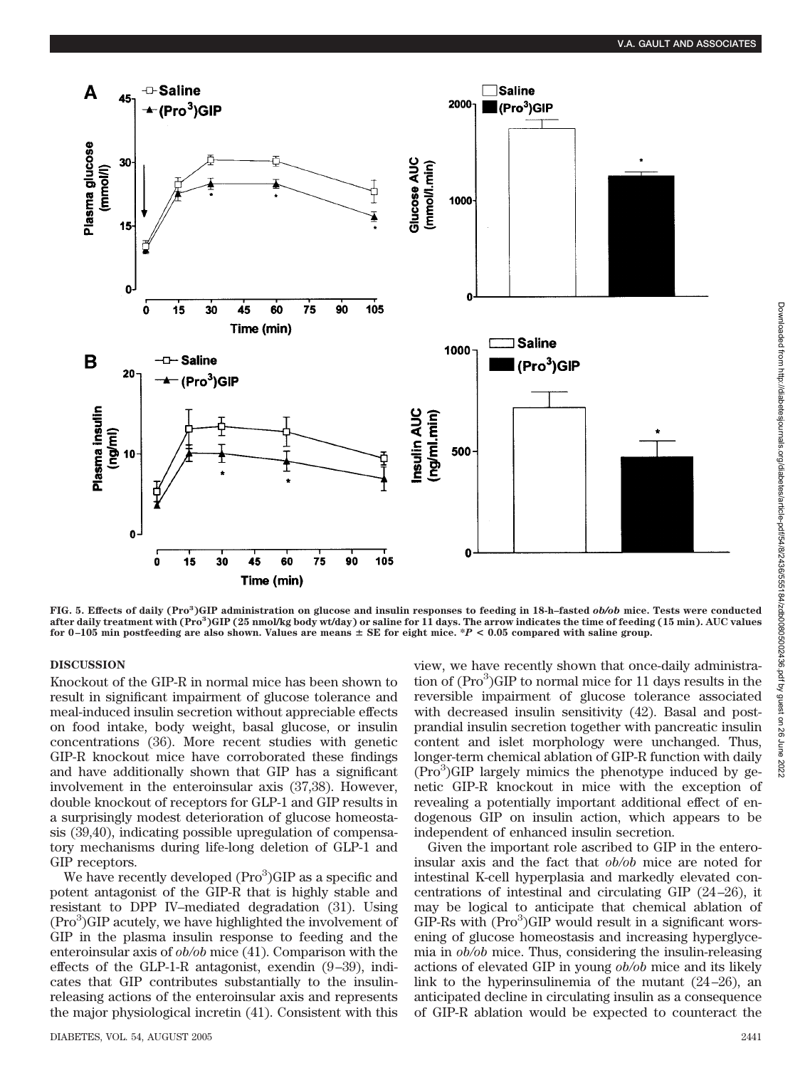FIG. 5. Effects of daily (Pro[3])GIP administration on glucose and insulin responses to feeding in 18-h–fasted *ob/ob* mice. Tests were conducted after daily treatment with (Pro[3])GIP (25 nmol/kg body wt/day) or saline for 11 days. The arrow indicates the time of feeding (15 min). AUC values for 0–105 min postfeeding are also shown. Values are means ± SE for eight mice. *$P < 0.05$ compared with saline group.

## DISCUSSION

Knockout of the GIP-R in normal mice has been shown to result in significant impairment of glucose tolerance and meal-induced insulin secretion without appreciable effects on food intake, body weight, basal glucose, or insulin concentrations (36). More recent studies with genetic GIP-R knockout mice have corroborated these findings and have additionally shown that GIP has a significant involvement in the enteroinsular axis (37,38). However, double knockout of receptors for GLP-1 and GIP results in a surprisingly modest deterioration of glucose homeostasis (39,40), indicating possible upregulation of compensatory mechanisms during life-long deletion of GLP-1 and GIP receptors.

We have recently developed (Pro[3])GIP as a specific and potent antagonist of the GIP-R that is highly stable and resistant to DPP IV–mediated degradation (31). Using (Pro[3])GIP acutely, we have highlighted the involvement of GIP in the plasma insulin response to feeding and the enteroinsular axis of *ob/ob* mice (41). Comparison with the effects of the GLP-1-R antagonist, exendin (9–39), indicates that GIP contributes substantially to the insulin-releasing actions of the enteroinsular axis and represents the major physiological incretin (41). Consistent with this view, we have recently shown that once-daily administration of (Pro[3])GIP to normal mice for 11 days results in the reversible impairment of glucose tolerance associated with decreased insulin sensitivity (42). Basal and postprandial insulin secretion together with pancreatic insulin content and islet morphology were unchanged. Thus, longer-term chemical ablation of GIP-R function with daily (Pro[3])GIP largely mimics the phenotype induced by genetic GIP-R knockout in mice with the exception of revealing a potentially important additional effect of endogenous GIP on insulin action, which appears to be independent of enhanced insulin secretion.

Given the important role ascribed to GIP in the enteroinsular axis and the fact that *ob/ob* mice are noted for intestinal K-cell hyperplasia and markedly elevated concentrations of intestinal and circulating GIP (24–26), it may be logical to anticipate that chemical ablation of GIP-Rs with (Pro[3])GIP would result in a significant worsening of glucose homeostasis and increasing hyperglycemia in *ob/ob* mice. Thus, considering the insulin-releasing actions of elevated GIP in young *ob/ob* mice and its likely link to the hyperinsulinemia of the mutant (24–26), an anticipated decline in circulating insulin as a consequence of GIP-R ablation would be expected to counteract the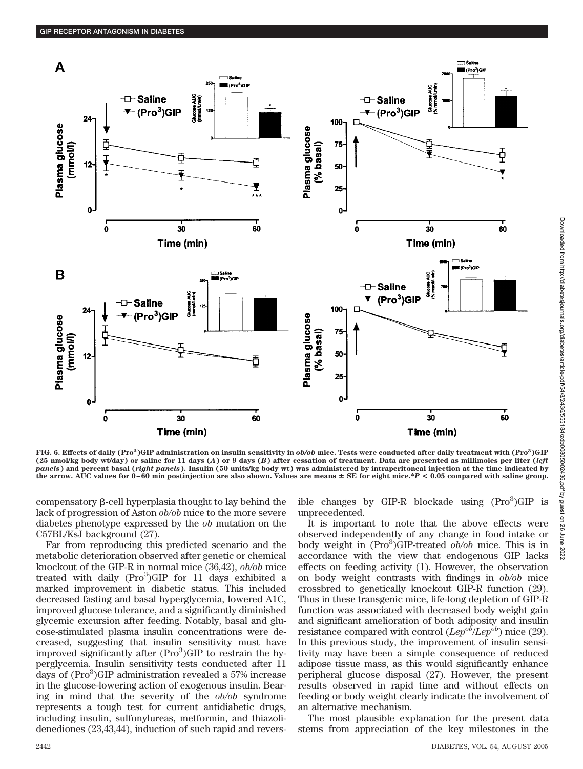FIG. 6. Effects of daily (Pro$^3$)GIP administration on insulin sensitivity in *ob/ob* mice. Tests were conducted after daily treatment with (Pro$^3$)GIP (25 nmol/kg body wt/day) or saline for 11 days (*A*) or 9 days (*B*) after cessation of treatment. Data are presented as millimoles per liter (*left panels*) and percent basal (*right panels*). Insulin (50 units/kg body wt) was administered by intraperitoneal injection at the time indicated by the arrow. AUC values for 0–60 min postinjection are also shown. Values are means ± SE for eight mice.*$P < 0.05$ compared with saline group.

compensatory β-cell hyperplasia thought to lay behind the lack of progression of Aston *ob/ob* mice to the more severe diabetes phenotype expressed by the *ob* mutation on the C57BL/KsJ background (27).

Far from reproducing this predicted scenario and the metabolic deterioration observed after genetic or chemical knockout of the GIP-R in normal mice (36,42), *ob/ob* mice treated with daily (Pro$^3$)GIP for 11 days exhibited a marked improvement in diabetic status. This included decreased fasting and basal hyperglycemia, lowered A1C, improved glucose tolerance, and a significantly diminished glycemic excursion after feeding. Notably, basal and glucose-stimulated plasma insulin concentrations were decreased, suggesting that insulin sensitivity must have improved significantly after (Pro$^3$)GIP to restrain the hyperglycemia. Insulin sensitivity tests conducted after 11 days of (Pro$^3$)GIP administration revealed a 57% increase in the glucose-lowering action of exogenous insulin. Bearing in mind that the severity of the *ob/ob* syndrome represents a tough test for current antidiabetic drugs, including insulin, sulfonylureas, metformin, and thiazolidenediones (23,43,44), induction of such rapid and reversible changes by GIP-R blockade using (Pro$^3$)GIP is unprecedented.

It is important to note that the above effects were observed independently of any change in food intake or body weight in (Pro$^3$)GIP-treated *ob/ob* mice. This is in accordance with the view that endogenous GIP lacks effects on feeding activity (1). However, the observation on body weight contrasts with findings in *ob/ob* mice crossbred to genetically knockout GIP-R function (29). Thus in these transgenic mice, life-long depletion of GIP-R function was associated with decreased body weight gain and significant amelioration of both adiposity and insulin resistance compared with control ($Lep^{ob}/Lep^{ob}$) mice (29). In this previous study, the improvement of insulin sensitivity may have been a simple consequence of reduced adipose tissue mass, as this would significantly enhance peripheral glucose disposal (27). However, the present results observed in rapid time and without effects on feeding or body weight clearly indicate the involvement of an alternative mechanism.

The most plausible explanation for the present data stems from appreciation of the key milestones in the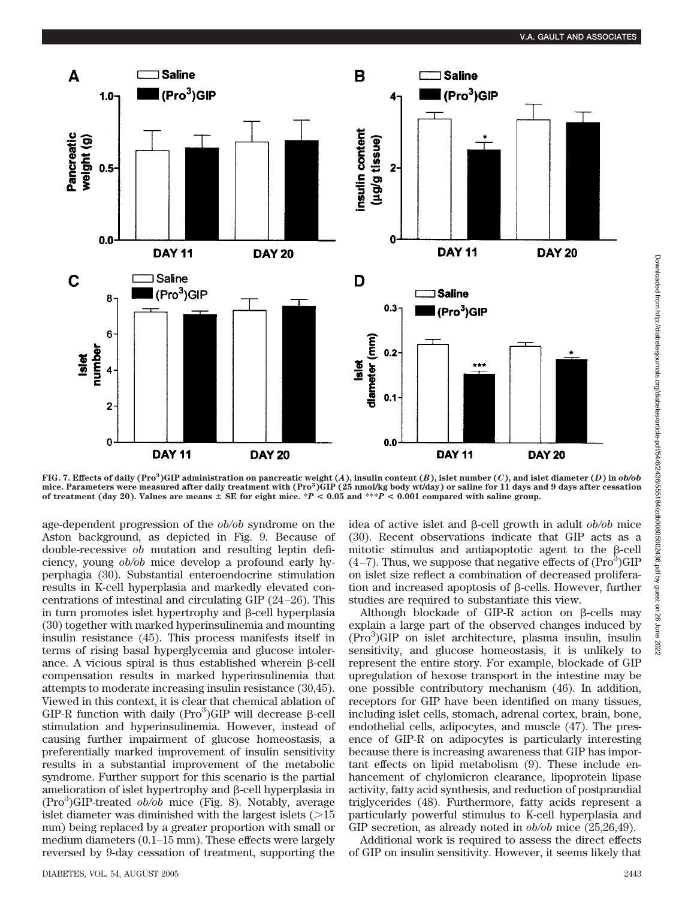FIG. 7. **Effects of daily (Pro$^3$)GIP administration on pancreatic weight (*A*), insulin content (*B*), islet number (*C*), and islet diameter (*D*) in *ob/ob* mice. Parameters were measured after daily treatment with (Pro$^3$)GIP (25 nmol/kg body wt/day) or saline for 11 days and 9 days after cessation of treatment (day 20). Values are means ± SE for eight mice. \*$P < 0.05$ and \*\*\*$P < 0.001$ compared with saline group.**

age-dependent progression of the *ob/ob* syndrome on the Aston background, as depicted in Fig. 9. Because of double-recessive *ob* mutation and resulting leptin deficiency, young *ob/ob* mice develop a profound early hyperphagia (30). Substantial enteroendocrine stimulation results in K-cell hyperplasia and markedly elevated concentrations of intestinal and circulating GIP (24–26). This in turn promotes islet hypertrophy and β-cell hyperplasia (30) together with marked hyperinsulinemia and mounting insulin resistance (45). This process manifests itself in terms of rising basal hyperglycemia and glucose intolerance. A vicious spiral is thus established wherein β-cell compensation results in marked hyperinsulinemia that attempts to moderate increasing insulin resistance (30,45). Viewed in this context, it is clear that chemical ablation of GIP-R function with daily (Pro$^3$)GIP will decrease β-cell stimulation and hyperinsulinemia. However, instead of causing further impairment of glucose homeostasis, a preferentially marked improvement of insulin sensitivity results in a substantial improvement of the metabolic syndrome. Further support for this scenario is the partial amelioration of islet hypertrophy and β-cell hyperplasia in (Pro$^3$)GIP-treated *ob/ob* mice (Fig. 8). Notably, average islet diameter was diminished with the largest islets (>15 mm) being replaced by a greater proportion with small or medium diameters (0.1–15 mm). These effects were largely reversed by 9-day cessation of treatment, supporting the idea of active islet and β-cell growth in adult *ob/ob* mice (30). Recent observations indicate that GIP acts as a mitotic stimulus and antiapoptotic agent to the β-cell (4–7). Thus, we suppose that negative effects of (Pro$^3$)GIP on islet size reflect a combination of decreased proliferation and increased apoptosis of β-cells. However, further studies are required to substantiate this view.

Although blockade of GIP-R action on β-cells may explain a large part of the observed changes induced by (Pro$^3$)GIP on islet architecture, plasma insulin, insulin sensitivity, and glucose homeostasis, it is unlikely to represent the entire story. For example, blockade of GIP upregulation of hexose transport in the intestine may be one possible contributory mechanism (46). In addition, receptors for GIP have been identified on many tissues, including islet cells, stomach, adrenal cortex, brain, bone, endothelial cells, adipocytes, and muscle (47). The presence of GIP-R on adipocytes is particularly interesting because there is increasing awareness that GIP has important effects on lipid metabolism (9). These include enhancement of chylomicron clearance, lipoprotein lipase activity, fatty acid synthesis, and reduction of postprandial triglycerides (48). Furthermore, fatty acids represent a particularly powerful stimulus to K-cell hyperplasia and GIP secretion, as already noted in *ob/ob* mice (25,26,49).

Additional work is required to assess the direct effects of GIP on insulin sensitivity. However, it seems likely that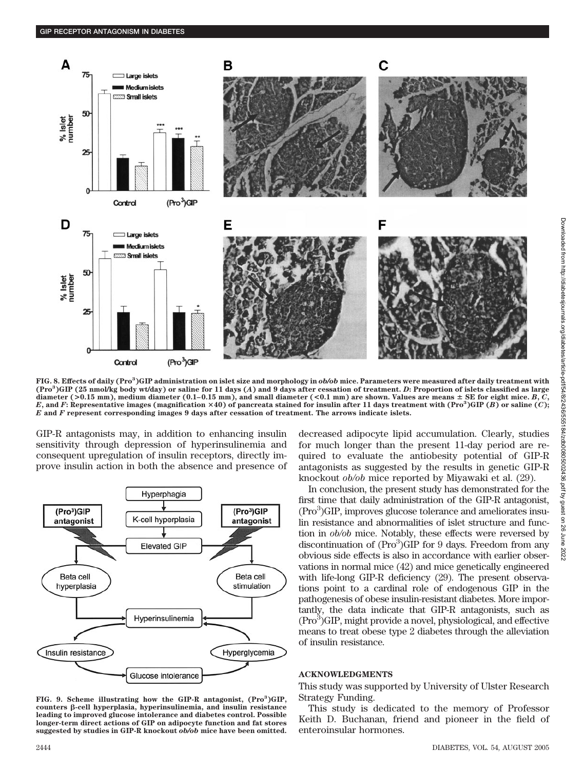FIG. 8. Effects of daily (Pro$^3$)GIP administration on islet size and morphology in *ob/ob* mice. Parameters were measured after daily treatment with (Pro$^3$)GIP (25 nmol/kg body wt/day) or saline for 11 days (*A*) and 9 days after cessation of treatment. *D*: Proportion of islets classified as large diameter (>0.15 mm), medium diameter (0.1–0.15 mm), and small diameter (<0.1 mm) are shown. Values are means ± SE for eight mice. *B*, *C*, *E*, and *F*: Representative images (magnification ×40) of pancreata stained for insulin after 11 days treatment with (Pro$^3$)GIP (*B*) or saline (*C*); *E* and *F* represent corresponding images 9 days after cessation of treatment. The arrows indicate islets.

GIP-R antagonists may, in addition to enhancing insulin sensitivity through depression of hyperinsulinemia and consequent upregulation of insulin receptors, directly improve insulin action in both the absence and presence of decreased adipocyte lipid accumulation. Clearly, studies for much longer than the present 11-day period are required to evaluate the antiobesity potential of GIP-R antagonists as suggested by the results in genetic GIP-R knockout *ob/ob* mice reported by Miyawaki et al. (29).

In conclusion, the present study has demonstrated for the first time that daily administration of the GIP-R antagonist, (Pro$^3$)GIP, improves glucose tolerance and ameliorates insulin resistance and abnormalities of islet structure and function in *ob/ob* mice. Notably, these effects were reversed by discontinuation of (Pro$^3$)GIP for 9 days. Freedom from any obvious side effects is also in accordance with earlier observations in normal mice (42) and mice genetically engineered with life-long GIP-R deficiency (29). The present observations point to a cardinal role of endogenous GIP in the pathogenesis of obese insulin-resistant diabetes. More importantly, the data indicate that GIP-R antagonists, such as (Pro$^3$)GIP, might provide a novel, physiological, and effective means to treat obese type 2 diabetes through the alleviation of insulin resistance.

FIG. 9. Scheme illustrating how the GIP-R antagonist, (Pro$^3$)GIP, counters β-cell hyperplasia, hyperinsulinemia, and insulin resistance leading to improved glucose intolerance and diabetes control. Possible longer-term direct actions of GIP on adipocyte function and fat stores suggested by studies in GIP-R knockout *ob/ob* mice have been omitted.

## ACKNOWLEDGMENTS

This study was supported by University of Ulster Research Strategy Funding.

This study is dedicated to the memory of Professor Keith D. Buchanan, friend and pioneer in the field of enteroinsular hormones.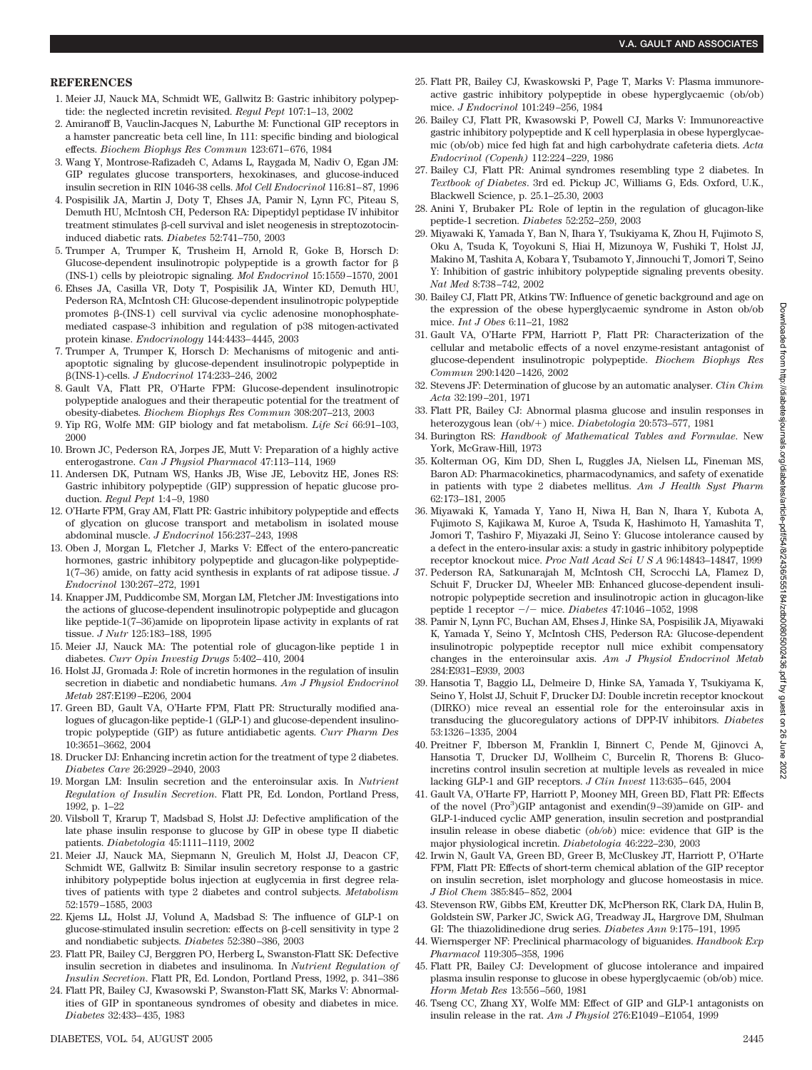## REFERENCES

1. Meier JJ, Nauck MA, Schmidt WE, Gallwitz B: Gastric inhibitory polypeptide: the neglected incretin revisited. *Regul Pept* 107:1–13, 2002
2. Amiranoff B, Vauclin-Jacques N, Laburthe M: Functional GIP receptors in a hamster pancreatic beta cell line, In 111: specific binding and biological effects. *Biochem Biophys Res Commun* 123:671–676, 1984
3. Wang Y, Montrose-Rafizadeh C, Adams L, Raygada M, Nadiv O, Egan JM: GIP regulates glucose transporters, hexokinases, and glucose-induced insulin secretion in RIN 1046-38 cells. *Mol Cell Endocrinol* 116:81–87, 1996
4. Pospisilik JA, Martin J, Doty T, Ehses JA, Pamir N, Lynn FC, Piteau S, Demuth HU, McIntosh CH, Pederson RA: Dipeptidyl peptidase IV inhibitor treatment stimulates β-cell survival and islet neogenesis in streptozotocin-induced diabetic rats. *Diabetes* 52:741–750, 2003
5. Trumper A, Trumper K, Trusheim H, Arnold R, Goke B, Horsch D: Glucose-dependent insulinotropic polypeptide is a growth factor for β (INS-1) cells by pleiotropic signaling. *Mol Endocrinol* 15:1559–1570, 2001
6. Ehses JA, Casilla VR, Doty T, Pospisilik JA, Winter KD, Demuth HU, Pederson RA, McIntosh CH: Glucose-dependent insulinotropic polypeptide promotes β-(INS-1) cell survival via cyclic adenosine monophosphate-mediated caspase-3 inhibition and regulation of p38 mitogen-activated protein kinase. *Endocrinology* 144:4433–4445, 2003
7. Trumper A, Trumper K, Horsch D: Mechanisms of mitogenic and anti-apoptotic signaling by glucose-dependent insulinotropic polypeptide in β(INS-1)-cells. *J Endocrinol* 174:233–246, 2002
8. Gault VA, Flatt PR, O'Harte FPM: Glucose-dependent insulinotropic polypeptide analogues and their therapeutic potential for the treatment of obesity-diabetes. *Biochem Biophys Res Commun* 308:207–213, 2003
9. Yip RG, Wolfe MM: GIP biology and fat metabolism. *Life Sci* 66:91–103, 2000
10. Brown JC, Pederson RA, Jorpes JE, Mutt V: Preparation of a highly active enterogastrone. *Can J Physiol Pharmacol* 47:113–114, 1969
11. Andersen DK, Putnam WS, Hanks JB, Wise JE, Lebovitz HE, Jones RS: Gastric inhibitory polypeptide (GIP) suppression of hepatic glucose production. *Regul Pept* 1:4–9, 1980
12. O'Harte FPM, Gray AM, Flatt PR: Gastric inhibitory polypeptide and effects of glycation on glucose transport and metabolism in isolated mouse abdominal muscle. *J Endocrinol* 156:237–243, 1998
13. Oben J, Morgan L, Fletcher J, Marks V: Effect of the entero-pancreatic hormones, gastric inhibitory polypeptide and glucagon-like polypeptide-1(7–36) amide, on fatty acid synthesis in explants of rat adipose tissue. *J Endocrinol* 130:267–272, 1991
14. Knapper JM, Puddicombe SM, Morgan LM, Fletcher JM: Investigations into the actions of glucose-dependent insulinotropic polypeptide and glucagon like peptide-1(7–36)amide on lipoprotein lipase activity in explants of rat tissue. *J Nutr* 125:183–188, 1995
15. Meier JJ, Nauck MA: The potential role of glucagon-like peptide 1 in diabetes. *Curr Opin Investig Drugs* 5:402–410, 2004
16. Holst JJ, Gromada J: Role of incretin hormones in the regulation of insulin secretion in diabetic and nondiabetic humans. *Am J Physiol Endocrinol Metab* 287:E199–E206, 2004
17. Green BD, Gault VA, O'Harte FPM, Flatt PR: Structurally modified analogues of glucagon-like peptide-1 (GLP-1) and glucose-dependent insulinotropic polypeptide (GIP) as future antidiabetic agents. *Curr Pharm Des* 10:3651–3662, 2004
18. Drucker DJ: Enhancing incretin action for the treatment of type 2 diabetes. *Diabetes Care* 26:2929–2940, 2003
19. Morgan LM: Insulin secretion and the enteroinsular axis. In *Nutrient Regulation of Insulin Secretion*. Flatt PR, Ed. London, Portland Press, 1992, p. 1–22
20. Vilsboll T, Krarup T, Madsbad S, Holst JJ: Defective amplification of the late phase insulin response to glucose by GIP in obese type II diabetic patients. *Diabetologia* 45:1111–1119, 2002
21. Meier JJ, Nauck MA, Siepmann N, Greulich M, Holst JJ, Deacon CF, Schmidt WE, Gallwitz B: Similar insulin secretory response to a gastric inhibitory polypeptide bolus injection at euglycemia in first degree relatives of patients with type 2 diabetes and control subjects. *Metabolism* 52:1579–1585, 2003
22. Kjems LL, Holst JJ, Volund A, Madsbad S: The influence of GLP-1 on glucose-stimulated insulin secretion: effects on β-cell sensitivity in type 2 and nondiabetic subjects. *Diabetes* 52:380–386, 2003
23. Flatt PR, Bailey CJ, Berggren PO, Herberg L, Swanston-Flatt SK: Defective insulin secretion in diabetes and insulinoma. In *Nutrient Regulation of Insulin Secretion*. Flatt PR, Ed. London, Portland Press, 1992, p. 341–386
24. Flatt PR, Bailey CJ, Kwasowski P, Swanston-Flatt SK, Marks V: Abnormalities of GIP in spontaneous syndromes of obesity and diabetes in mice. *Diabetes* 32:433–435, 1983
25. Flatt PR, Bailey CJ, Kwaskowski P, Page T, Marks V: Plasma immunoreactive gastric inhibitory polypeptide in obese hyperglycaemic (ob/ob) mice. *J Endocrinol* 101:249–256, 1984
26. Bailey CJ, Flatt PR, Kwasowski P, Powell CJ, Marks V: Immunoreactive gastric inhibitory polypeptide and K cell hyperplasia in obese hyperglycaemic (ob/ob) mice fed high fat and high carbohydrate cafeteria diets. *Acta Endocrinol (Copenh)* 112:224–229, 1986
27. Bailey CJ, Flatt PR: Animal syndromes resembling type 2 diabetes. In *Textbook of Diabetes*. 3rd ed. Pickup JC, Williams G, Eds. Oxford, U.K., Blackwell Science, p. 25.1–25.30, 2003
28. Anini Y, Brubaker PL: Role of leptin in the regulation of glucagon-like peptide-1 secretion. *Diabetes* 52:252–259, 2003
29. Miyawaki K, Yamada Y, Ban N, Ihara Y, Tsukiyama K, Zhou H, Fujimoto S, Oku A, Tsuda K, Toyokuni S, Hiai H, Mizunoya W, Fushiki T, Holst JJ, Makino M, Tashita A, Kobara Y, Tsubamoto Y, Jinnouchi T, Jomori T, Seino Y: Inhibition of gastric inhibitory polypeptide signaling prevents obesity. *Nat Med* 8:738–742, 2002
30. Bailey CJ, Flatt PR, Atkins TW: Influence of genetic background and age on the expression of the obese hyperglycaemic syndrome in Aston ob/ob mice. *Int J Obes* 6:11–21, 1982
31. Gault VA, O'Harte FPM, Harriott P, Flatt PR: Characterization of the cellular and metabolic effects of a novel enzyme-resistant antagonist of glucose-dependent insulinotropic polypeptide. *Biochem Biophys Res Commun* 290:1420–1426, 2002
32. Stevens JF: Determination of glucose by an automatic analyser. *Clin Chim Acta* 32:199–201, 1971
33. Flatt PR, Bailey CJ: Abnormal plasma glucose and insulin responses in heterozygous lean (ob/+) mice. *Diabetologia* 20:573–577, 1981
34. Burington RS: *Handbook of Mathematical Tables and Formulae*. New York, McGraw-Hill, 1973
35. Kolterman OG, Kim DD, Shen L, Ruggles JA, Nielsen LL, Fineman MS, Baron AD: Pharmacokinetics, pharmacodynamics, and safety of exenatide in patients with type 2 diabetes mellitus. *Am J Health Syst Pharm* 62:173–181, 2005
36. Miyawaki K, Yamada Y, Yano H, Niwa H, Ban N, Ihara Y, Kubota A, Fujimoto S, Kajikawa M, Kuroe A, Tsuda K, Hashimoto H, Yamashita T, Jomori T, Tashiro F, Miyazaki JI, Seino Y: Glucose intolerance caused by a defect in the entero-insular axis: a study in gastric inhibitory polypeptide receptor knockout mice. *Proc Natl Acad Sci U S A* 96:14843–14847, 1999
37. Pederson RA, Satkunarajah M, McIntosh CH, Scrocchi LA, Flamez D, Schuit F, Drucker DJ, Wheeler MB: Enhanced glucose-dependent insulinotropic polypeptide secretion and insulinotropic action in glucagon-like peptide 1 receptor −/− mice. *Diabetes* 47:1046–1052, 1998
38. Pamir N, Lynn FC, Buchan AM, Ehses J, Hinke SA, Pospisilik JA, Miyawaki K, Yamada Y, Seino Y, McIntosh CHS, Pederson RA: Glucose-dependent insulinotropic polypeptide receptor null mice exhibit compensatory changes in the enteroinsular axis. *Am J Physiol Endocrinol Metab* 284:E931–E939, 2003
39. Hansotia T, Baggio LL, Delmeire D, Hinke SA, Yamada Y, Tsukiyama K, Seino Y, Holst JJ, Schuit F, Drucker DJ: Double incretin receptor knockout (DIRKO) mice reveal an essential role for the enteroinsular axis in transducing the glucoregulatory actions of DPP-IV inhibitors. *Diabetes* 53:1326–1335, 2004
40. Preitner F, Ibberson M, Franklin I, Binnert C, Pende M, Gjinovci A, Hansotia T, Drucker DJ, Wollheim C, Burcelin R, Thorens B: Gluco-incretins control insulin secretion at multiple levels as revealed in mice lacking GLP-1 and GIP receptors. *J Clin Invest* 113:635–645, 2004
41. Gault VA, O'Harte FP, Harriott P, Mooney MH, Green BD, Flatt PR: Effects of the novel (Pro[3])GIP antagonist and exendin(9–39)amide on GIP- and GLP-1-induced cyclic AMP generation, insulin secretion and postprandial insulin release in obese diabetic (*ob/ob*) mice: evidence that GIP is the major physiological incretin. *Diabetologia* 46:222–230, 2003
42. Irwin N, Gault VA, Green BD, Greer B, McCluskey JT, Harriott P, O'Harte FPM, Flatt PR: Effects of short-term chemical ablation of the GIP receptor on insulin secretion, islet morphology and glucose homeostasis in mice. *J Biol Chem* 385:845–852, 2004
43. Stevenson RW, Gibbs EM, Kreutter DK, McPherson RK, Clark DA, Hulin B, Goldstein SW, Parker JC, Swick AG, Treadway JL, Hargrove DM, Shulman GI: The thiazolidinedione drug series. *Diabetes Ann* 9:175–191, 1995
44. Wiernsperger NF: Preclinical pharmacology of biguanides. *Handbook Exp Pharmacol* 119:305–358, 1996
45. Flatt PR, Bailey CJ: Development of glucose intolerance and impaired plasma insulin response to glucose in obese hyperglycaemic (ob/ob) mice. *Horm Metab Res* 13:556–560, 1981
46. Tseng CC, Zhang XY, Wolfe MM: Effect of GIP and GLP-1 antagonists on insulin release in the rat. *Am J Physiol* 276:E1049–E1054, 1999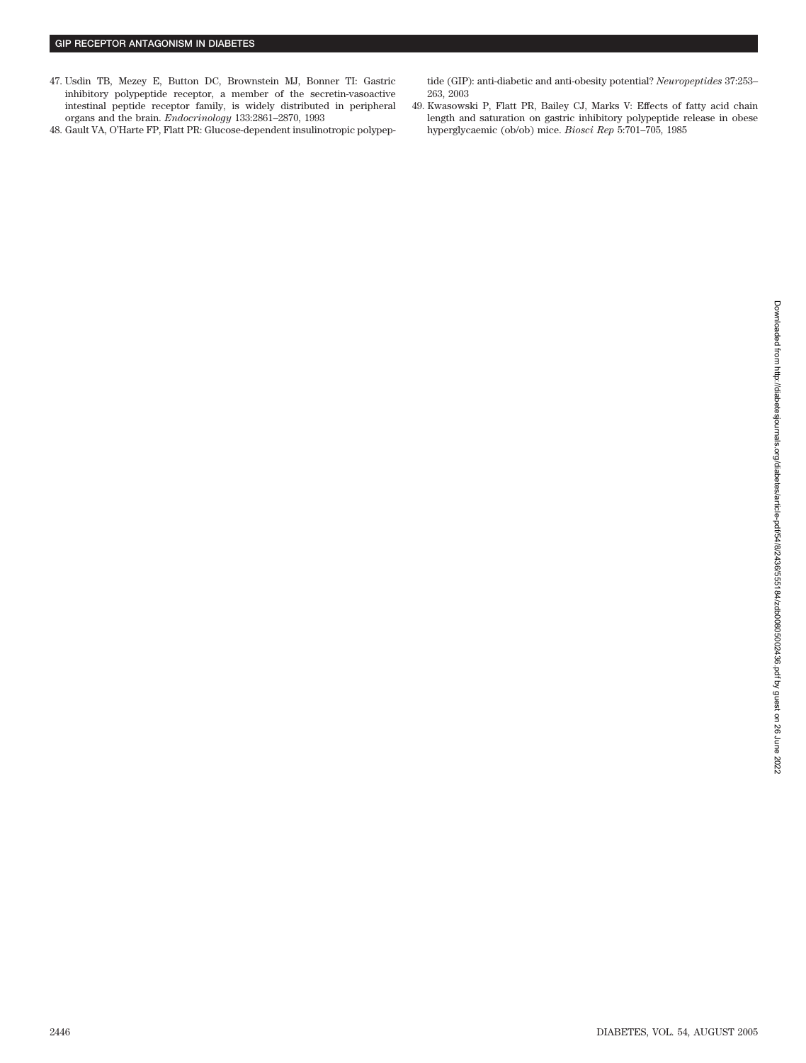47. Usdin TB, Mezey E, Button DC, Brownstein MJ, Bonner TI: Gastric inhibitory polypeptide receptor, a member of the secretin-vasoactive intestinal peptide receptor family, is widely distributed in peripheral organs and the brain. *Endocrinology* 133:2861–2870, 1993
48. Gault VA, O'Harte FP, Flatt PR: Glucose-dependent insulinotropic polypeptide (GIP): anti-diabetic and anti-obesity potential? *Neuropeptides* 37:253–263, 2003
49. Kwasowski P, Flatt PR, Bailey CJ, Marks V: Effects of fatty acid chain length and saturation on gastric inhibitory polypeptide release in obese hyperglycaemic (ob/ob) mice. *Biosci Rep* 5:701–705, 1985